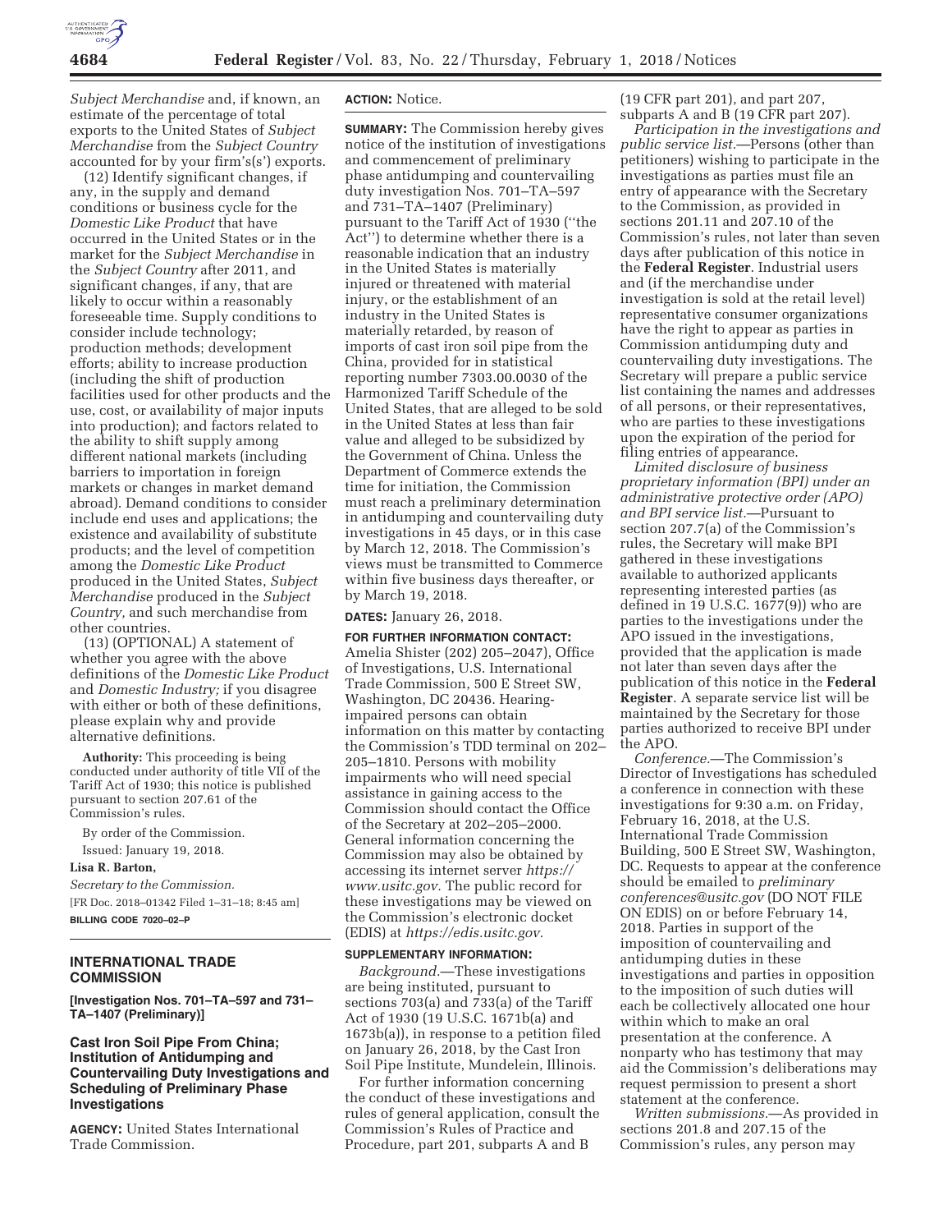*Subject Merchandise* and, if known, an estimate of the percentage of total exports to the United States of *Subject Merchandise* from the *Subject Country* accounted for by your firm's(s') exports.

(12) Identify significant changes, if any, in the supply and demand conditions or business cycle for the *Domestic Like Product* that have occurred in the United States or in the market for the *Subject Merchandise* in the *Subject Country* after 2011, and significant changes, if any, that are likely to occur within a reasonably foreseeable time. Supply conditions to consider include technology; production methods; development efforts; ability to increase production (including the shift of production facilities used for other products and the use, cost, or availability of major inputs into production); and factors related to the ability to shift supply among different national markets (including barriers to importation in foreign markets or changes in market demand abroad). Demand conditions to consider include end uses and applications; the existence and availability of substitute products; and the level of competition among the *Domestic Like Product* produced in the United States, *Subject Merchandise* produced in the *Subject Country,* and such merchandise from other countries.

(13) (OPTIONAL) A statement of whether you agree with the above definitions of the *Domestic Like Product* and *Domestic Industry;* if you disagree with either or both of these definitions, please explain why and provide alternative definitions.

**Authority:** This proceeding is being conducted under authority of title VII of the Tariff Act of 1930; this notice is published pursuant to section 207.61 of the Commission's rules.

By order of the Commission.

Issued: January 19, 2018.

**Lisa R. Barton,**

*Secretary to the Commission.*

[FR Doc. 2018–01342 Filed 1–31–18; 8:45 am]

**BILLING CODE 7020–02–P**

## INTERNATIONAL TRADE COMMISSION

**[Investigation Nos. 701–TA–597 and 731–TA–1407 (Preliminary)]**

### Cast Iron Soil Pipe From China; Institution of Antidumping and Countervailing Duty Investigations and Scheduling of Preliminary Phase Investigations

**AGENCY:** United States International Trade Commission.

**ACTION:** Notice.

**SUMMARY:** The Commission hereby gives notice of the institution of investigations and commencement of preliminary phase antidumping and countervailing duty investigation Nos. 701–TA–597 and 731–TA–1407 (Preliminary) pursuant to the Tariff Act of 1930 (''the Act'') to determine whether there is a reasonable indication that an industry in the United States is materially injured or threatened with material injury, or the establishment of an industry in the United States is materially retarded, by reason of imports of cast iron soil pipe from the China, provided for in statistical reporting number 7303.00.0030 of the Harmonized Tariff Schedule of the United States, that are alleged to be sold in the United States at less than fair value and alleged to be subsidized by the Government of China. Unless the Department of Commerce extends the time for initiation, the Commission must reach a preliminary determination in antidumping and countervailing duty investigations in 45 days, or in this case by March 12, 2018. The Commission's views must be transmitted to Commerce within five business days thereafter, or by March 19, 2018.

**DATES:** January 26, 2018.

**FOR FURTHER INFORMATION CONTACT:** Amelia Shister (202) 205–2047), Office of Investigations, U.S. International Trade Commission, 500 E Street SW, Washington, DC 20436. Hearing-impaired persons can obtain information on this matter by contacting the Commission's TDD terminal on 202–205–1810. Persons with mobility impairments who will need special assistance in gaining access to the Commission should contact the Office of the Secretary at 202–205–2000. General information concerning the Commission may also be obtained by accessing its internet server *https://www.usitc.gov.* The public record for these investigations may be viewed on the Commission's electronic docket (EDIS) at *https://edis.usitc.gov.*

**SUPPLEMENTARY INFORMATION:**

*Background.*—These investigations are being instituted, pursuant to sections 703(a) and 733(a) of the Tariff Act of 1930 (19 U.S.C. 1671b(a) and 1673b(a)), in response to a petition filed on January 26, 2018, by the Cast Iron Soil Pipe Institute, Mundelein, Illinois.

For further information concerning the conduct of these investigations and rules of general application, consult the Commission's Rules of Practice and Procedure, part 201, subparts A and B (19 CFR part 201), and part 207, subparts A and B (19 CFR part 207).

*Participation in the investigations and public service list.*—Persons (other than petitioners) wishing to participate in the investigations as parties must file an entry of appearance with the Secretary to the Commission, as provided in sections 201.11 and 207.10 of the Commission's rules, not later than seven days after publication of this notice in the **Federal Register**. Industrial users and (if the merchandise under investigation is sold at the retail level) representative consumer organizations have the right to appear as parties in Commission antidumping duty and countervailing duty investigations. The Secretary will prepare a public service list containing the names and addresses of all persons, or their representatives, who are parties to these investigations upon the expiration of the period for filing entries of appearance.

*Limited disclosure of business proprietary information (BPI) under an administrative protective order (APO) and BPI service list.*—Pursuant to section 207.7(a) of the Commission's rules, the Secretary will make BPI gathered in these investigations available to authorized applicants representing interested parties (as defined in 19 U.S.C. 1677(9)) who are parties to the investigations under the APO issued in the investigations, provided that the application is made not later than seven days after the publication of this notice in the **Federal Register**. A separate service list will be maintained by the Secretary for those parties authorized to receive BPI under the APO.

*Conference.*—The Commission's Director of Investigations has scheduled a conference in connection with these investigations for 9:30 a.m. on Friday, February 16, 2018, at the U.S. International Trade Commission Building, 500 E Street SW, Washington, DC. Requests to appear at the conference should be emailed to *preliminary conferences@usitc.gov* (DO NOT FILE ON EDIS) on or before February 14, 2018. Parties in support of the imposition of countervailing and antidumping duties in these investigations and parties in opposition to the imposition of such duties will each be collectively allocated one hour within which to make an oral presentation at the conference. A nonparty who has testimony that may aid the Commission's deliberations may request permission to present a short statement at the conference.

*Written submissions.*—As provided in sections 201.8 and 207.15 of the Commission's rules, any person may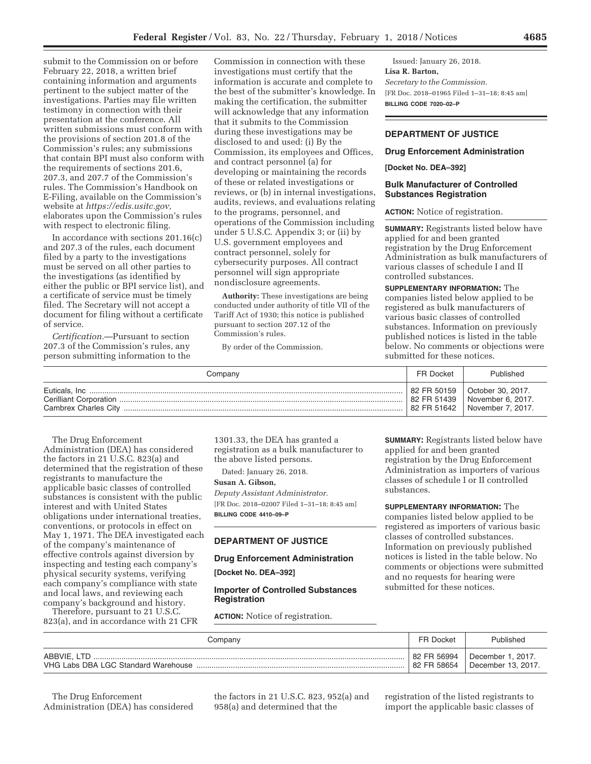submit to the Commission on or before February 22, 2018, a written brief containing information and arguments pertinent to the subject matter of the investigations. Parties may file written testimony in connection with their presentation at the conference. All written submissions must conform with the provisions of section 201.8 of the Commission's rules; any submissions that contain BPI must also conform with the requirements of sections 201.6, 207.3, and 207.7 of the Commission's rules. The Commission's Handbook on E-Filing, available on the Commission's website at *https://edis.usitc.gov,* elaborates upon the Commission's rules with respect to electronic filing.

In accordance with sections 201.16(c) and 207.3 of the rules, each document filed by a party to the investigations must be served on all other parties to the investigations (as identified by either the public or BPI service list), and a certificate of service must be timely filed. The Secretary will not accept a document for filing without a certificate of service.

*Certification.*—Pursuant to section 207.3 of the Commission's rules, any person submitting information to the Commission in connection with these investigations must certify that the information is accurate and complete to the best of the submitter's knowledge. In making the certification, the submitter will acknowledge that any information that it submits to the Commission during these investigations may be disclosed to and used: (i) By the Commission, its employees and Offices, and contract personnel (a) for developing or maintaining the records of these or related investigations or reviews, or (b) in internal investigations, audits, reviews, and evaluations relating to the programs, personnel, and operations of the Commission including under 5 U.S.C. Appendix 3; or (ii) by U.S. government employees and contract personnel, solely for cybersecurity purposes. All contract personnel will sign appropriate nondisclosure agreements.

**Authority:** These investigations are being conducted under authority of title VII of the Tariff Act of 1930; this notice is published pursuant to section 207.12 of the Commission's rules.

By order of the Commission.

Issued: January 26, 2018.

**Lisa R. Barton,**

*Secretary to the Commission.*

[FR Doc. 2018–01965 Filed 1–31–18; 8:45 am]

**BILLING CODE 7020–02–P**

## DEPARTMENT OF JUSTICE

### Drug Enforcement Administration

**[Docket No. DEA–392]**

### Bulk Manufacturer of Controlled Substances Registration

**ACTION:** Notice of registration.

**SUMMARY:** Registrants listed below have applied for and been granted registration by the Drug Enforcement Administration as bulk manufacturers of various classes of schedule I and II controlled substances.

**SUPPLEMENTARY INFORMATION:** The companies listed below applied to be registered as bulk manufacturers of various basic classes of controlled substances. Information on previously published notices is listed in the table below. No comments or objections were submitted for these notices.

| Company | FR Docket | Published |
|---|---|---|
| Euticals, Inc | 82 FR 50159 | October 30, 2017. |
| Cerilliant Corporation | 82 FR 51439 | November 6, 2017. |
| Cambrex Charles City | 82 FR 51642 | November 7, 2017. |

The Drug Enforcement Administration (DEA) has considered the factors in 21 U.S.C. 823(a) and determined that the registration of these registrants to manufacture the applicable basic classes of controlled substances is consistent with the public interest and with United States obligations under international treaties, conventions, or protocols in effect on May 1, 1971. The DEA investigated each of the company's maintenance of effective controls against diversion by inspecting and testing each company's physical security systems, verifying each company's compliance with state and local laws, and reviewing each company's background and history.

Therefore, pursuant to 21 U.S.C. 823(a), and in accordance with 21 CFR 1301.33, the DEA has granted a registration as a bulk manufacturer to the above listed persons.

Dated: January 26, 2018.

**Susan A. Gibson,**

*Deputy Assistant Administrator.*

[FR Doc. 2018–02007 Filed 1–31–18; 8:45 am]

**BILLING CODE 4410–09–P**

## DEPARTMENT OF JUSTICE

### Drug Enforcement Administration

**[Docket No. DEA–392]**

### Importer of Controlled Substances Registration

**ACTION:** Notice of registration.

**SUMMARY:** Registrants listed below have applied for and been granted registration by the Drug Enforcement Administration as importers of various classes of schedule I or II controlled substances.

**SUPPLEMENTARY INFORMATION:** The companies listed below applied to be registered as importers of various basic classes of controlled substances. Information on previously published notices is listed in the table below. No comments or objections were submitted and no requests for hearing were submitted for these notices.

| Company | FR Docket | Published |
|---|---|---|
| ABBVIE, LTD | 82 FR 56994 | December 1, 2017. |
| VHG Labs DBA LGC Standard Warehouse | 82 FR 58654 | December 13, 2017. |

The Drug Enforcement Administration (DEA) has considered the factors in 21 U.S.C. 823, 952(a) and 958(a) and determined that the registration of the listed registrants to import the applicable basic classes of